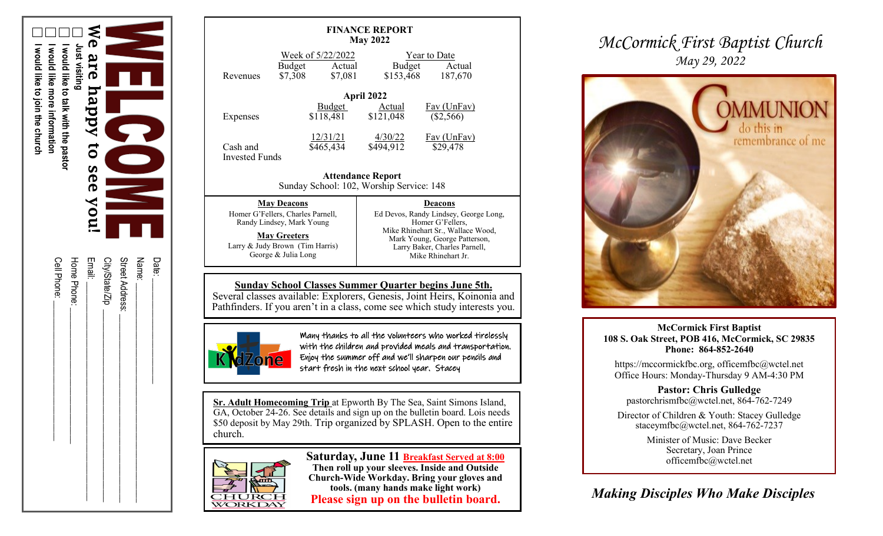# WELCOME

**We are happy to see you!**

- ☐ Just visiting
- ☐ I would like to talk with the pastor
- ☐ I would like more information
- ☐ I would like to join the church

Date: ______________

Name: ______________

Street Address: ______________

City/State/Zip ______________

Email: ______________

Home Phone: ______________

Cell Phone: ______________

## FINANCE REPORT
## May 2022

| | Week of 5/22/2022 | | Year to Date | |
|---|---|---|---|---|
| | Budget | Actual | Budget | Actual |
| Revenues | $7,308 | $7,081 | $153,468 | 187,670 |

**April 2022**

| | Budget | Actual | Fav (UnFav) |
|---|---|---|---|
| Expenses | $118,481 | $121,048 | ($2,566) |
| | 12/31/21 | 4/30/22 | Fav (UnFav) |
| Cash and Invested Funds | $465,434 | $494,912 | $29,478 |

**Attendance Report**
Sunday School: 102, Worship Service: 148

**May Deacons**
Homer G'Fellers, Charles Parnell, Randy Lindsey, Mark Young

**May Greeters**
Larry & Judy Brown (Tim Harris)
George & Julia Long

**Deacons**
Ed Devos, Randy Lindsey, George Long, Homer G'Fellers, Mike Rhinehart Sr., Wallace Wood, Mark Young, George Patterson, Larry Baker, Charles Parnell, Mike Rhinehart Jr.

**Sunday School Classes Summer Quarter begins June 5th.**
Several classes available: Explorers, Genesis, Joint Heirs, Koinonia and Pathfinders. If you aren't in a class, come see which study interests you.

KidZone

Many thanks to all the volunteers who worked tirelessly with the children and provided meals and transportation. Enjoy the summer off and we'll sharpen our pencils and start fresh in the next school year. Stacey

**Sr. Adult Homecoming Trip** at Epworth By The Sea, Saint Simons Island, GA, October 24-26. See details and sign up on the bulletin board. Lois needs $50 deposit by May 29th. Trip organized by SPLASH. Open to the entire church.

CHURCH WORKDAY

**Saturday, June 11** **Breakfast Served at 8:00**
**Then roll up your sleeves. Inside and Outside Church-Wide Workday. Bring your gloves and tools. (many hands make light work)**
**Please sign up on the bulletin board.**

# *McCormick First Baptist Church*
*May 29, 2022*

COMMUNION
do this in remembrance of me

**McCormick First Baptist**
**108 S. Oak Street, POB 416, McCormick, SC 29835**
**Phone: 864-852-2640**

https://mccormickfbc.org, officemfbc@wctel.net
Office Hours: Monday-Thursday 9 AM-4:30 PM

**Pastor: Chris Gulledge**
pastorchrismfbc@wctel.net, 864-762-7249

Director of Children & Youth: Stacey Gulledge
staceymfbc@wctel.net, 864-762-7237

Minister of Music: Dave Becker
Secretary, Joan Prince
officemfbc@wctel.net

***Making Disciples Who Make Disciples***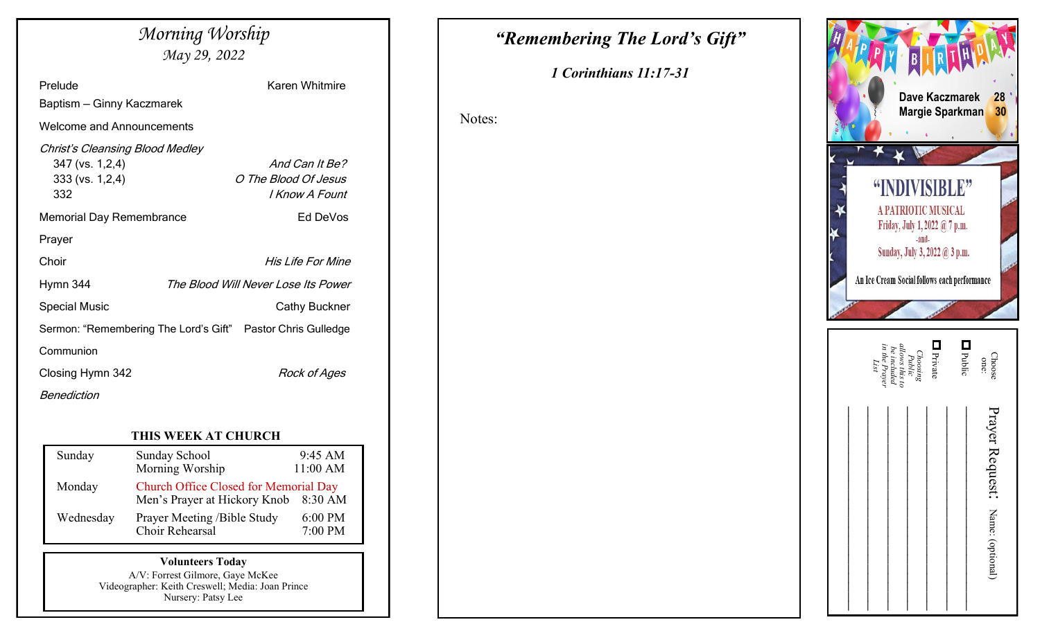# *Morning Worship*

*May 29, 2022*

Prelude — Karen Whitmire

Baptism – Ginny Kaczmarek

Welcome and Announcements

*Christ's Cleansing Blood Medley*

- 347 (vs. 1,2,4) — *And Can It Be?*
- 333 (vs. 1,2,4) — *O The Blood Of Jesus*
- 332 — *I Know A Fount*

Memorial Day Remembrance — Ed DeVos

Prayer

Choir — *His Life For Mine*

Hymn 344 — *The Blood Will Never Lose Its Power*

Special Music — Cathy Buckner

Sermon: "Remembering The Lord's Gift" — Pastor Chris Gulledge

Communion

Closing Hymn 342 — *Rock of Ages*

*Benediction*

## THIS WEEK AT CHURCH

| | | |
|---|---|---|
| Sunday | Sunday School | 9:45 AM |
| | Morning Worship | 11:00 AM |
| Monday | Church Office Closed for Memorial Day | |
| | Men's Prayer at Hickory Knob | 8:30 AM |
| Wednesday | Prayer Meeting /Bible Study | 6:00 PM |
| | Choir Rehearsal | 7:00 PM |

**Volunteers Today**

A/V: Forrest Gilmore, Gaye McKee
Videographer: Keith Creswell; Media: Joan Prince
Nursery: Patsy Lee

# *"Remembering The Lord's Gift"*

***1 Corinthians 11:17-31***

Notes:

HAPPY BIRTHDAY

Dave Kaczmarek 28
Margie Sparkman 30

"INDIVISIBLE"

A PATRIOTIC MUSICAL

Friday, July 1, 2022 @ 7 p.m.

-and-

Sunday, July 3, 2022 @ 3 p.m.

An Ice Cream Social follows each performance

Prayer Request: Name: (optional)

Choose one:

☐ Public

☐ Private

*Choosing Public allows this to be included in the Prayer List*